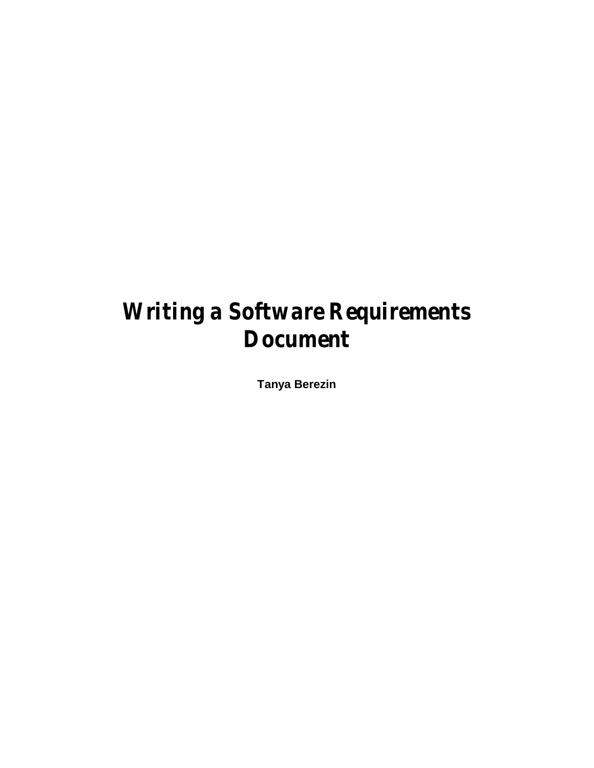# Writing a Software Requirements Document

**Tanya Berezin**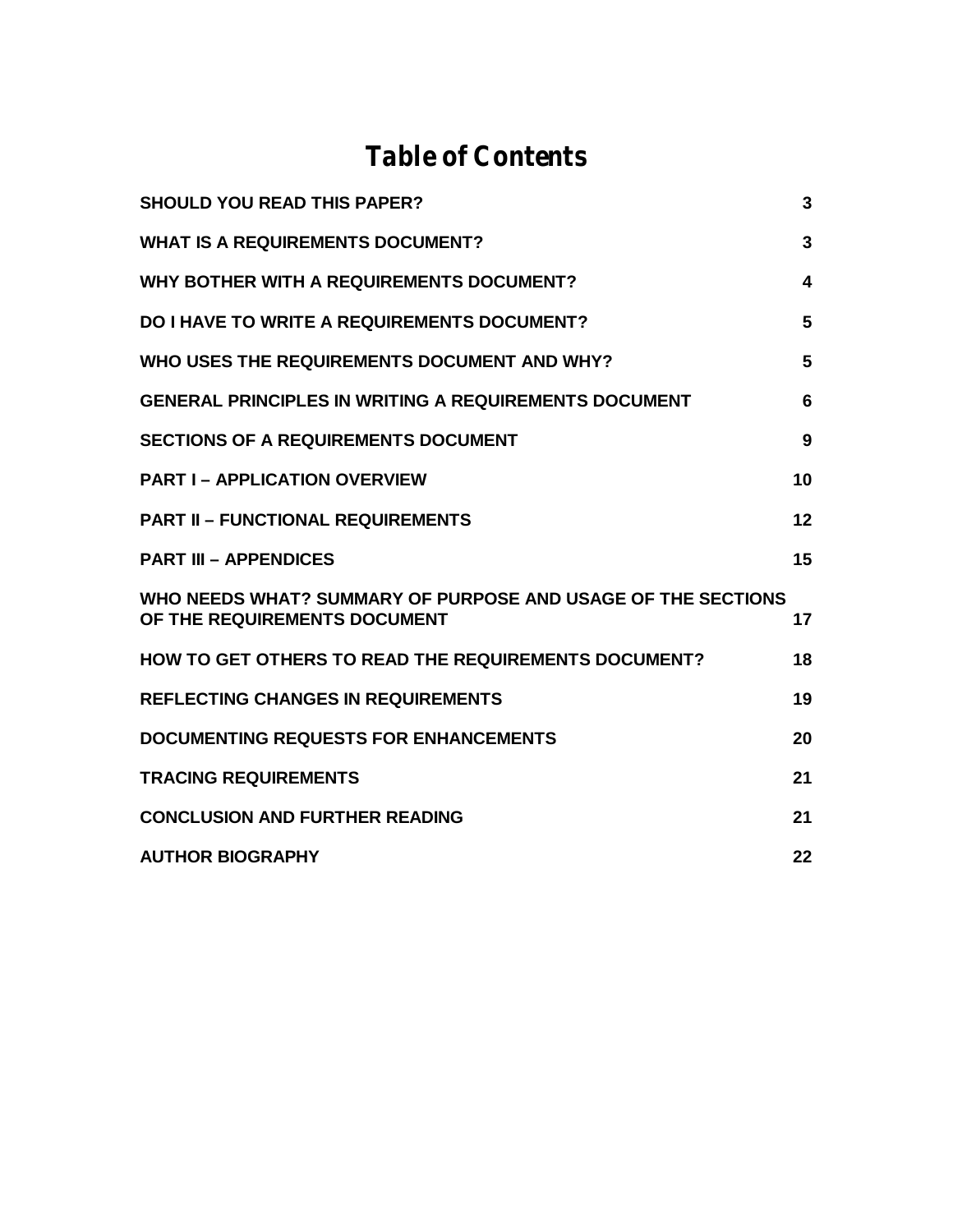# *Table of Contents*

| | |
|---|---|
| **SHOULD YOU READ THIS PAPER?** | **3** |
| **WHAT IS A REQUIREMENTS DOCUMENT?** | **3** |
| **WHY BOTHER WITH A REQUIREMENTS DOCUMENT?** | **4** |
| **DO I HAVE TO WRITE A REQUIREMENTS DOCUMENT?** | **5** |
| **WHO USES THE REQUIREMENTS DOCUMENT AND WHY?** | **5** |
| **GENERAL PRINCIPLES IN WRITING A REQUIREMENTS DOCUMENT** | **6** |
| **SECTIONS OF A REQUIREMENTS DOCUMENT** | **9** |
| **PART I – APPLICATION OVERVIEW** | **10** |
| **PART II – FUNCTIONAL REQUIREMENTS** | **12** |
| **PART III – APPENDICES** | **15** |
| **WHO NEEDS WHAT? SUMMARY OF PURPOSE AND USAGE OF THE SECTIONS OF THE REQUIREMENTS DOCUMENT** | **17** |
| **HOW TO GET OTHERS TO READ THE REQUIREMENTS DOCUMENT?** | **18** |
| **REFLECTING CHANGES IN REQUIREMENTS** | **19** |
| **DOCUMENTING REQUESTS FOR ENHANCEMENTS** | **20** |
| **TRACING REQUIREMENTS** | **21** |
| **CONCLUSION AND FURTHER READING** | **21** |
| **AUTHOR BIOGRAPHY** | **22** |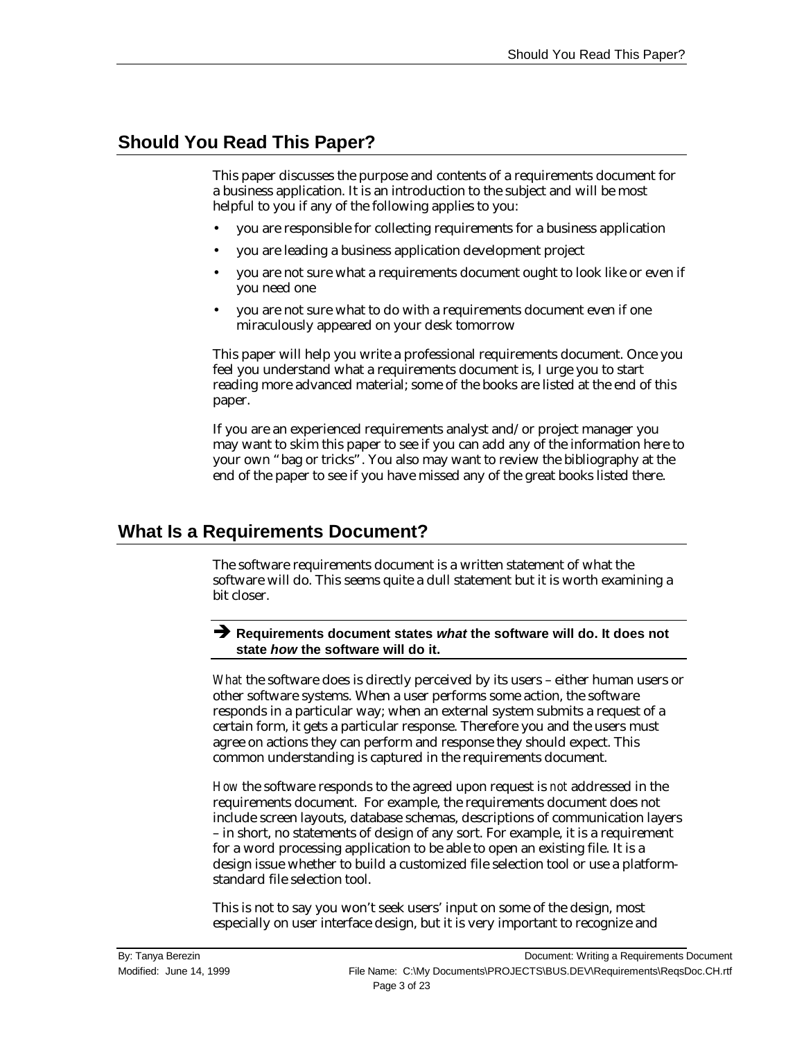## Should You Read This Paper?

This paper discusses the purpose and contents of a requirements document for a business application. It is an introduction to the subject and will be most helpful to you if any of the following applies to you:

- you are responsible for collecting requirements for a business application
- you are leading a business application development project
- you are not sure what a requirements document ought to look like or even if you need one
- you are not sure what to do with a requirements document even if one miraculously appeared on your desk tomorrow

This paper will help you write a professional requirements document. Once you feel you understand what a requirements document is, I urge you to start reading more advanced material; some of the books are listed at the end of this paper.

If you are an experienced requirements analyst and/or project manager you may want to skim this paper to see if you can add any of the information here to your own "bag or tricks". You also may want to review the bibliography at the end of the paper to see if you have missed any of the great books listed there.

## What Is a Requirements Document?

The software requirements document is a written statement of what the software will do. This seems quite a dull statement but it is worth examining a bit closer.

➔ **Requirements document states *what* the software will do. It does not state *how* the software will do it.**

*What* the software does is directly perceived by its users – either human users or other software systems. When a user performs some action, the software responds in a particular way; when an external system submits a request of a certain form, it gets a particular response. Therefore you and the users must agree on actions they can perform and response they should expect. This common understanding is captured in the requirements document.

*How* the software responds to the agreed upon request is *not* addressed in the requirements document. For example, the requirements document does not include screen layouts, database schemas, descriptions of communication layers – in short, no statements of design of any sort. For example, it is a requirement for a word processing application to be able to open an existing file. It is a design issue whether to build a customized file selection tool or use a platform-standard file selection tool.

This is not to say you won't seek users' input on some of the design, most especially on user interface design, but it is very important to recognize and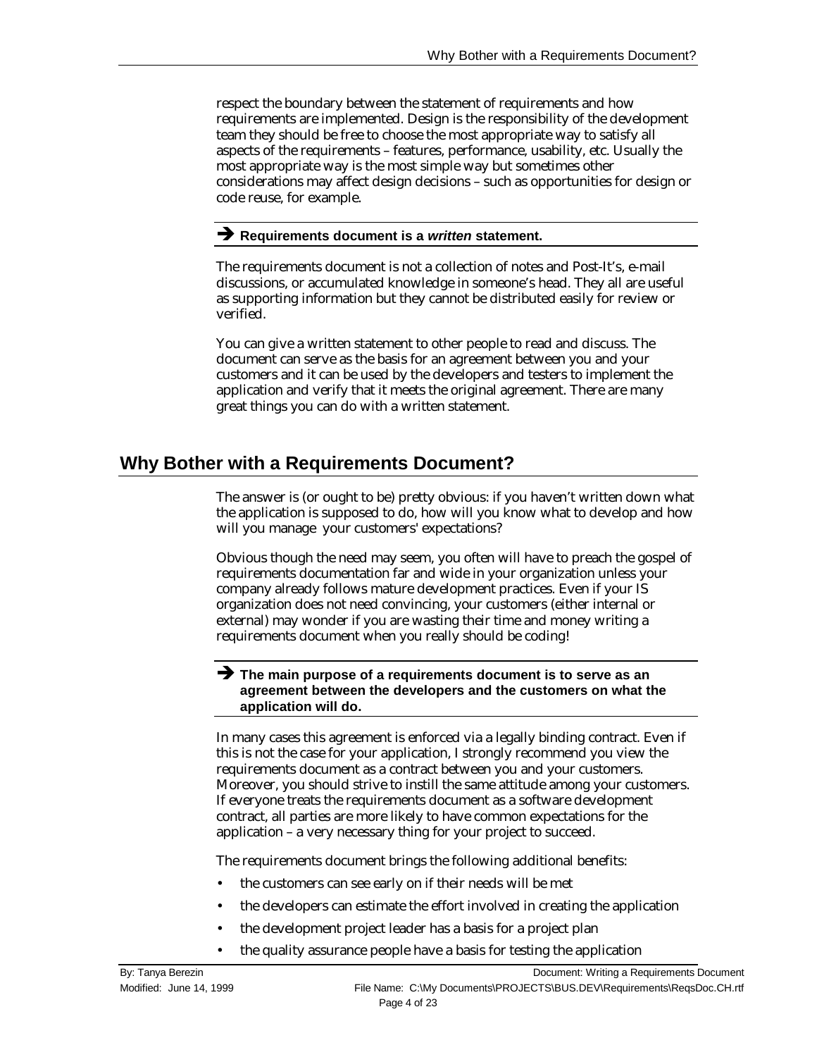respect the boundary between the statement of requirements and how requirements are implemented. Design is the responsibility of the development team they should be free to choose the most appropriate way to satisfy all aspects of the requirements – features, performance, usability, etc. Usually the most appropriate way is the most simple way but sometimes other considerations may affect design decisions – such as opportunities for design or code reuse, for example.

➔ **Requirements document is a *written* statement.**

The requirements document is not a collection of notes and Post-It's, e-mail discussions, or accumulated knowledge in someone's head. They all are useful as supporting information but they cannot be distributed easily for review or verified.

You can give a written statement to other people to read and discuss. The document can serve as the basis for an agreement between you and your customers and it can be used by the developers and testers to implement the application and verify that it meets the original agreement. There are many great things you can do with a written statement.

## Why Bother with a Requirements Document?

The answer is (or ought to be) pretty obvious: if you haven't written down what the application is supposed to do, how will you know what to develop and how will you manage your customers' expectations?

Obvious though the need may seem, you often will have to preach the gospel of requirements documentation far and wide in your organization unless your company already follows mature development practices. Even if your IS organization does not need convincing, your customers (either internal or external) may wonder if you are wasting their time and money writing a requirements document when you really should be coding!

➔ **The main purpose of a requirements document is to serve as an agreement between the developers and the customers on what the application will do.**

In many cases this agreement is enforced via a legally binding contract. Even if this is not the case for your application, I strongly recommend you view the requirements document as a contract between you and your customers. Moreover, you should strive to instill the same attitude among your customers. If everyone treats the requirements document as a software development contract, all parties are more likely to have common expectations for the application – a very necessary thing for your project to succeed.

The requirements document brings the following additional benefits:

- the customers can see early on if their needs will be met
- the developers can estimate the effort involved in creating the application
- the development project leader has a basis for a project plan
- the quality assurance people have a basis for testing the application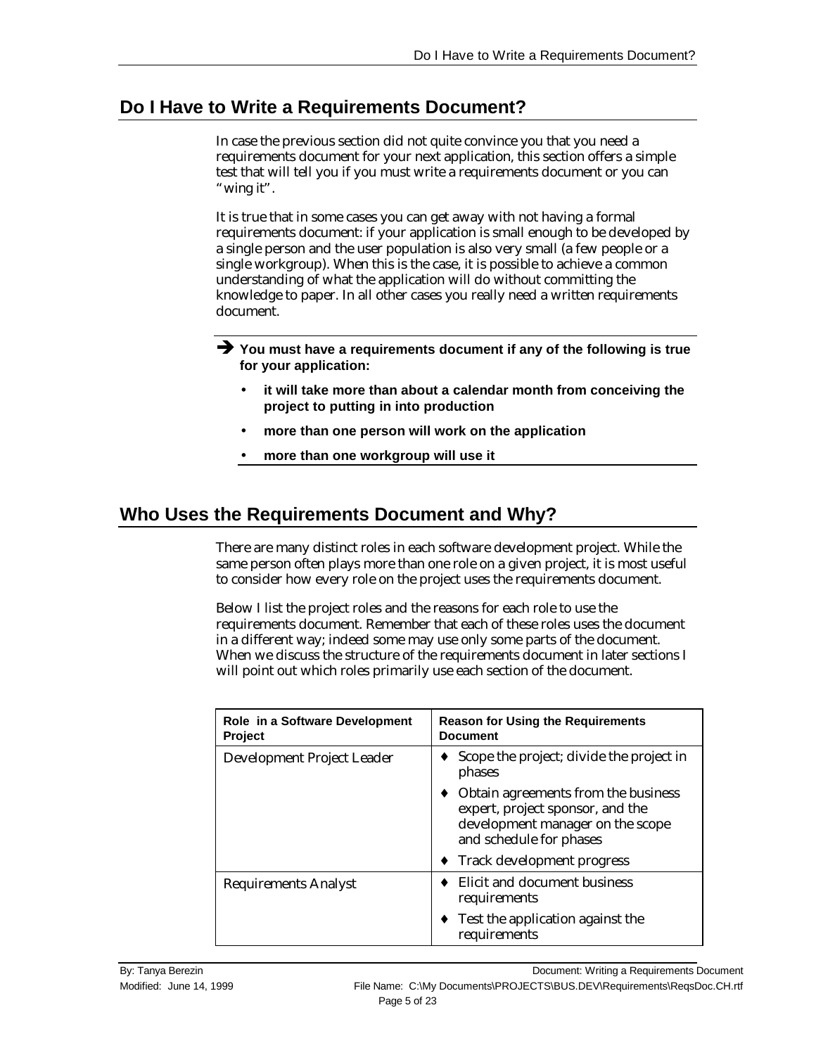## Do I Have to Write a Requirements Document?

In case the previous section did not quite convince you that you need a requirements document for your next application, this section offers a simple test that will tell you if you must write a requirements document or you can "wing it".

It is true that in some cases you can get away with not having a formal requirements document: if your application is small enough to be developed by a single person and the user population is also very small (a few people or a single workgroup). When this is the case, it is possible to achieve a common understanding of what the application will do without committing the knowledge to paper. In all other cases you really need a written requirements document.

➔ **You must have a requirements document if any of the following is true for your application:**

- **it will take more than about a calendar month from conceiving the project to putting in into production**
- **more than one person will work on the application**
- **more than one workgroup will use it**

## Who Uses the Requirements Document and Why?

There are many distinct roles in each software development project. While the same person often plays more than one role on a given project, it is most useful to consider how every role on the project uses the requirements document.

Below I list the project roles and the reasons for each role to use the requirements document. Remember that each of these roles uses the document in a different way; indeed some may use only some parts of the document. When we discuss the structure of the requirements document in later sections I will point out which roles primarily use each section of the document.

| Role in a Software Development Project | Reason for Using the Requirements Document |
|---|---|
| Development Project Leader | ♦ Scope the project; divide the project in phases<br>♦ Obtain agreements from the business expert, project sponsor, and the development manager on the scope and schedule for phases<br>♦ Track development progress |
| Requirements Analyst | ♦ Elicit and document business requirements<br>♦ Test the application against the requirements |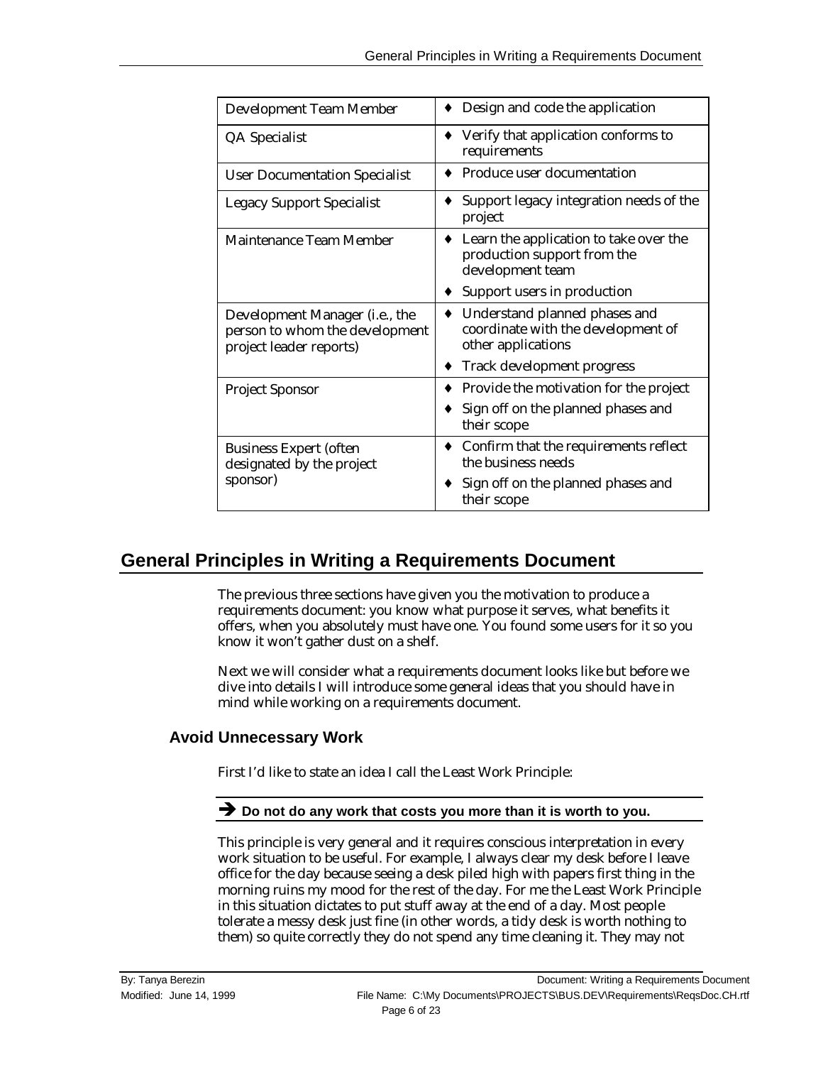| | |
|---|---|
| Development Team Member | ♦ Design and code the application |
| QA Specialist | ♦ Verify that application conforms to requirements |
| User Documentation Specialist | ♦ Produce user documentation |
| Legacy Support Specialist | ♦ Support legacy integration needs of the project |
| Maintenance Team Member | ♦ Learn the application to take over the production support from the development team<br>♦ Support users in production |
| Development Manager (i.e., the person to whom the development project leader reports) | ♦ Understand planned phases and coordinate with the development of other applications<br>♦ Track development progress |
| Project Sponsor | ♦ Provide the motivation for the project<br>♦ Sign off on the planned phases and their scope |
| Business Expert (often designated by the project sponsor) | ♦ Confirm that the requirements reflect the business needs<br>♦ Sign off on the planned phases and their scope |

# General Principles in Writing a Requirements Document

The previous three sections have given you the motivation to produce a requirements document: you know what purpose it serves, what benefits it offers, when you absolutely must have one. You found some users for it so you know it won't gather dust on a shelf.

Next we will consider what a requirements document looks like but before we dive into details I will introduce some general ideas that you should have in mind while working on a requirements document.

## Avoid Unnecessary Work

First I'd like to state an idea I call the Least Work Principle:

➔ **Do not do any work that costs you more than it is worth to you.**

This principle is very general and it requires conscious interpretation in every work situation to be useful. For example, I always clear my desk before I leave office for the day because seeing a desk piled high with papers first thing in the morning ruins my mood for the rest of the day. For me the Least Work Principle in this situation dictates to put stuff away at the end of a day. Most people tolerate a messy desk just fine (in other words, a tidy desk is worth nothing to them) so quite correctly they do not spend any time cleaning it. They may not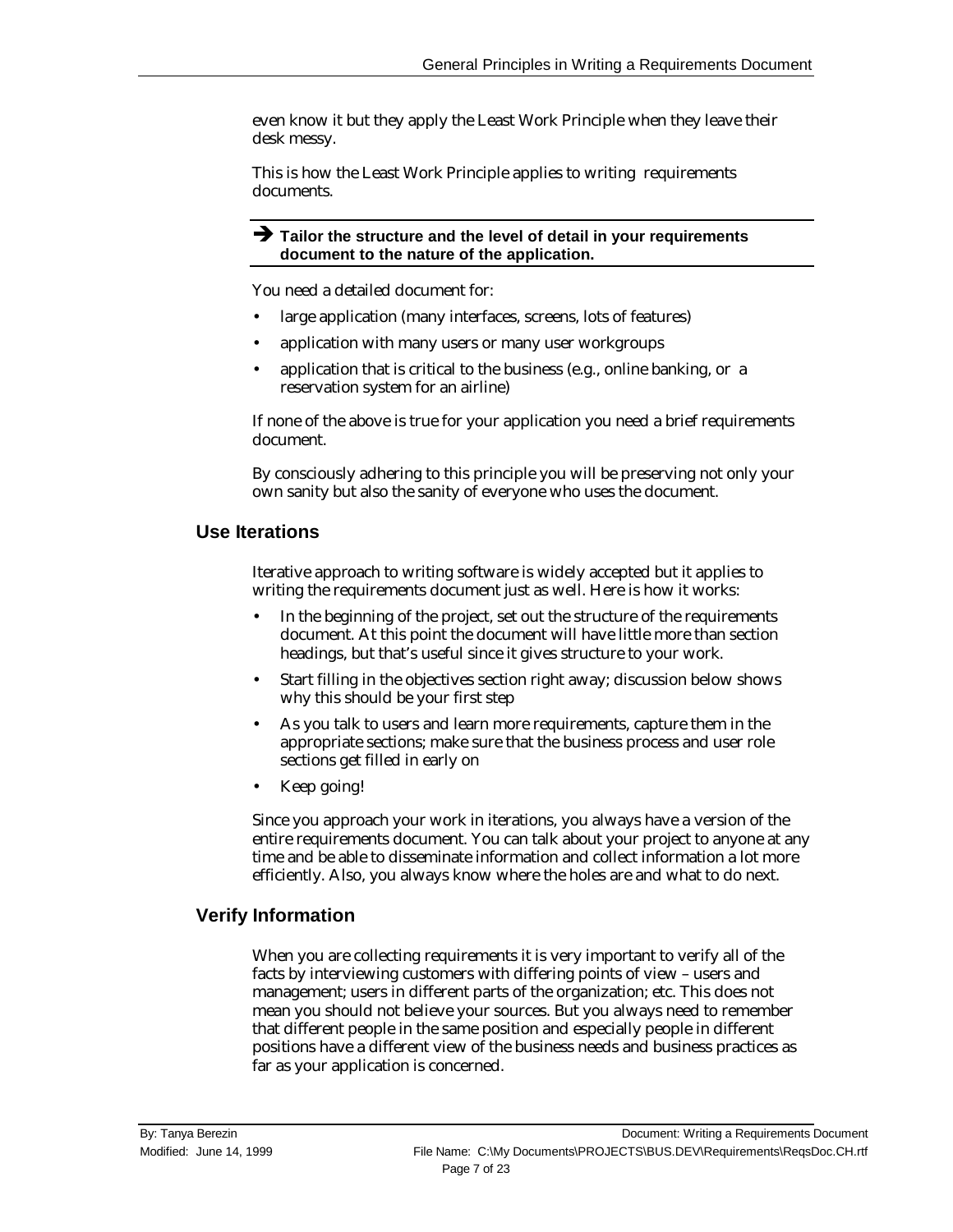even know it but they apply the Least Work Principle when they leave their desk messy.

This is how the Least Work Principle applies to writing requirements documents.

---

➔ **Tailor the structure and the level of detail in your requirements document to the nature of the application.**

---

You need a detailed document for:

- large application (many interfaces, screens, lots of features)
- application with many users or many user workgroups
- application that is critical to the business (e.g., online banking, or a reservation system for an airline)

If none of the above is true for your application you need a brief requirements document.

By consciously adhering to this principle you will be preserving not only your own sanity but also the sanity of everyone who uses the document.

## Use Iterations

Iterative approach to writing software is widely accepted but it applies to writing the requirements document just as well. Here is how it works:

- In the beginning of the project, set out the structure of the requirements document. At this point the document will have little more than section headings, but that's useful since it gives structure to your work.
- Start filling in the objectives section right away; discussion below shows why this should be your first step
- As you talk to users and learn more requirements, capture them in the appropriate sections; make sure that the business process and user role sections get filled in early on
- Keep going!

Since you approach your work in iterations, you always have a version of the entire requirements document. You can talk about your project to anyone at any time and be able to disseminate information and collect information a lot more efficiently. Also, you always know where the holes are and what to do next.

## Verify Information

When you are collecting requirements it is very important to verify all of the facts by interviewing customers with differing points of view – users and management; users in different parts of the organization; etc. This does not mean you should not believe your sources. But you always need to remember that different people in the same position and especially people in different positions have a different view of the business needs and business practices as far as your application is concerned.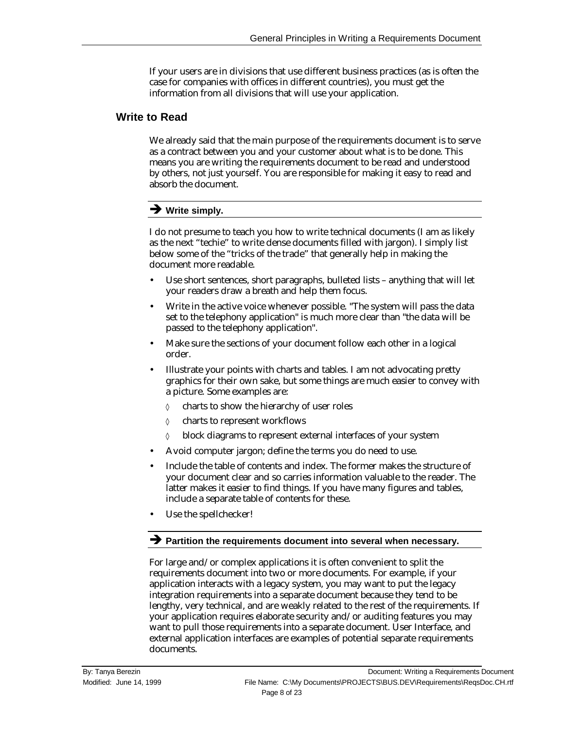If your users are in divisions that use different business practices (as is often the case for companies with offices in different countries), you must get the information from all divisions that will use your application.

## Write to Read

We already said that the main purpose of the requirements document is to serve as a contract between you and your customer about what is to be done. This means you are writing the requirements document to be read and understood by others, not just yourself. You are responsible for making it easy to read and absorb the document.

### ➔ Write simply.

I do not presume to teach you how to write technical documents (I am as likely as the next "techie" to write dense documents filled with jargon). I simply list below some of the "tricks of the trade" that generally help in making the document more readable.

- Use short sentences, short paragraphs, bulleted lists – anything that will let your readers draw a breath and help them focus.
- Write in the active voice whenever possible. "The system will pass the data set to the telephony application" is much more clear than "the data will be passed to the telephony application".
- Make sure the sections of your document follow each other in a logical order.
- Illustrate your points with charts and tables. I am not advocating pretty graphics for their own sake, but some things are much easier to convey with a picture. Some examples are:
  - ◊ charts to show the hierarchy of user roles
  - ◊ charts to represent workflows
  - ◊ block diagrams to represent external interfaces of your system
- Avoid computer jargon; define the terms you do need to use.
- Include the table of contents and index. The former makes the structure of your document clear and so carries information valuable to the reader. The latter makes it easier to find things. If you have many figures and tables, include a separate table of contents for these.
- Use the spellchecker!

### ➔ Partition the requirements document into several when necessary.

For large and/or complex applications it is often convenient to split the requirements document into two or more documents. For example, if your application interacts with a legacy system, you may want to put the legacy integration requirements into a separate document because they tend to be lengthy, very technical, and are weakly related to the rest of the requirements. If your application requires elaborate security and/or auditing features you may want to pull those requirements into a separate document. User Interface, and external application interfaces are examples of potential separate requirements documents.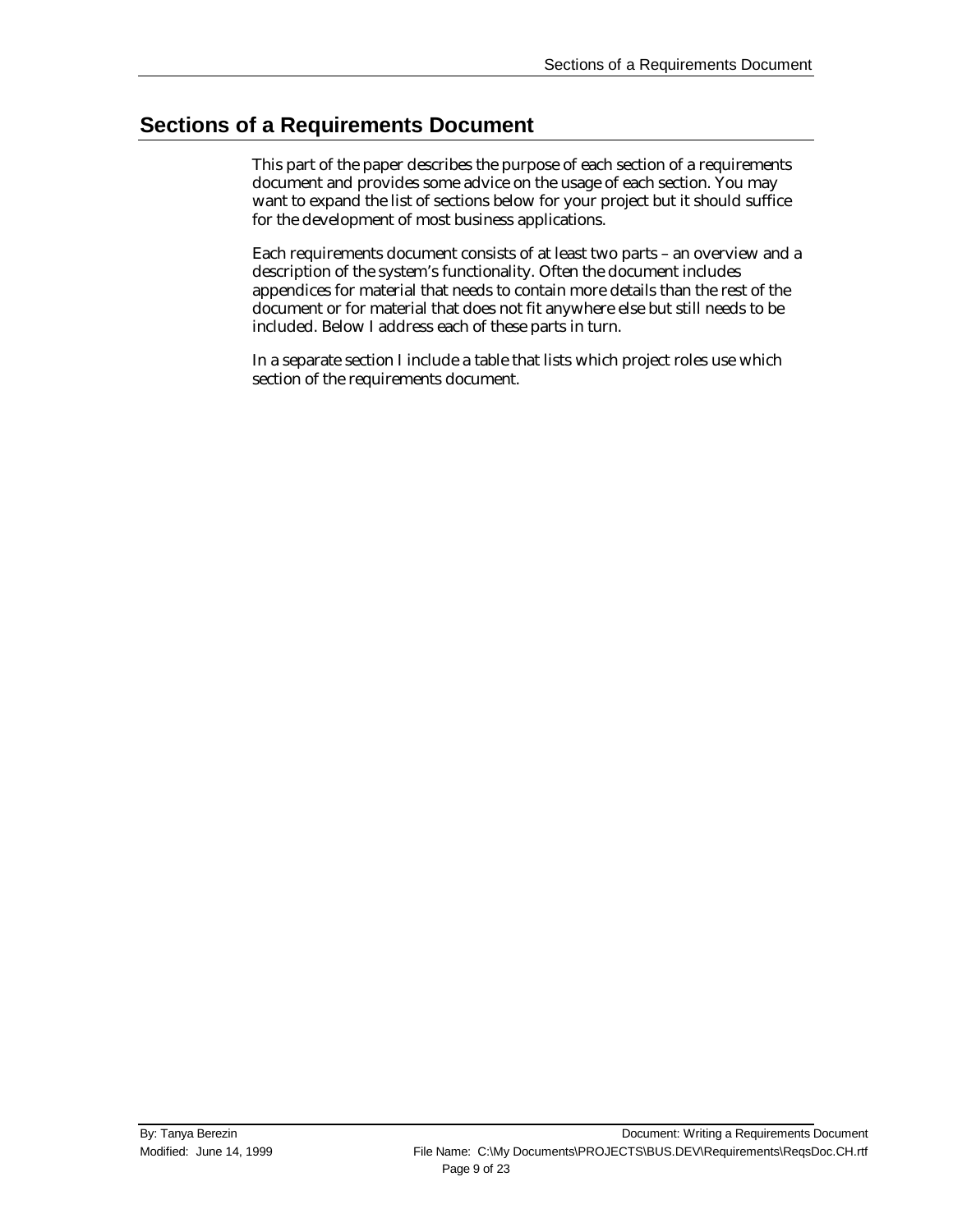# Sections of a Requirements Document

This part of the paper describes the purpose of each section of a requirements document and provides some advice on the usage of each section. You may want to expand the list of sections below for your project but it should suffice for the development of most business applications.

Each requirements document consists of at least two parts – an overview and a description of the system's functionality. Often the document includes appendices for material that needs to contain more details than the rest of the document or for material that does not fit anywhere else but still needs to be included. Below I address each of these parts in turn.

In a separate section I include a table that lists which project roles use which section of the requirements document.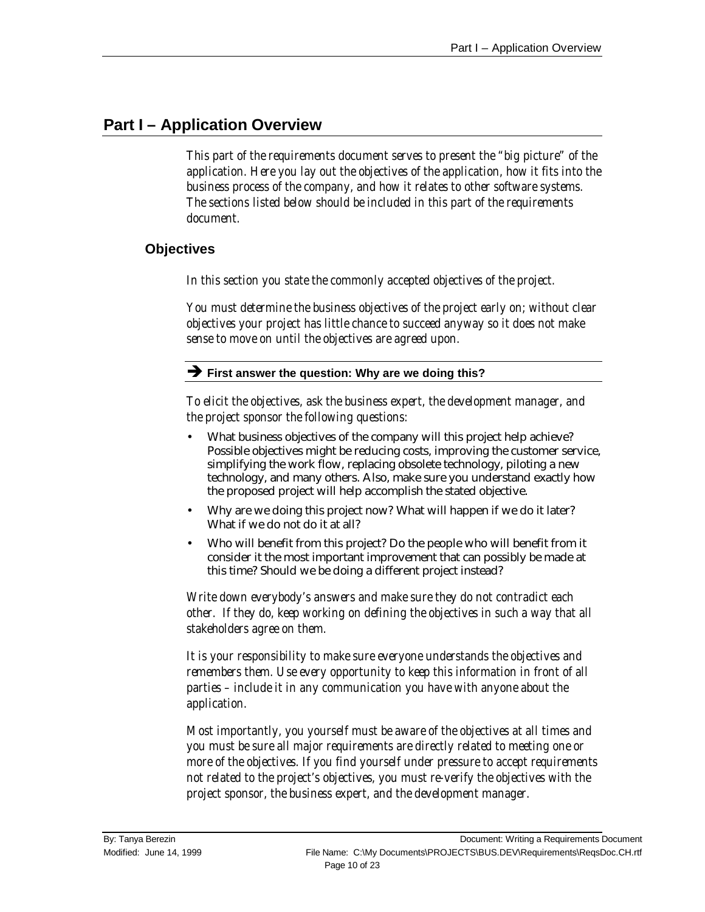# Part I – Application Overview

*This part of the requirements document serves to present the "big picture" of the application. Here you lay out the objectives of the application, how it fits into the business process of the company, and how it relates to other software systems. The sections listed below should be included in this part of the requirements document.*

## Objectives

*In this section you state the commonly accepted objectives of the project.*

*You must determine the business objectives of the project early on; without clear objectives your project has little chance to succeed anyway so it does not make sense to move on until the objectives are agreed upon.*

**➔ First answer the question: Why are we doing this?**

*To elicit the objectives, ask the business expert, the development manager, and the project sponsor the following questions:*

- What business objectives of the company will this project help achieve? Possible objectives might be reducing costs, improving the customer service, simplifying the work flow, replacing obsolete technology, piloting a new technology, and many others. Also, make sure you understand exactly how the proposed project will help accomplish the stated objective.
- Why are we doing this project now? What will happen if we do it later? What if we do not do it at all?
- Who will benefit from this project? Do the people who will benefit from it consider it the most important improvement that can possibly be made at this time? Should we be doing a different project instead?

*Write down everybody's answers and make sure they do not contradict each other. If they do, keep working on defining the objectives in such a way that all stakeholders agree on them.*

*It is your responsibility to make sure everyone understands the objectives and remembers them. Use every opportunity to keep this information in front of all parties – include it in any communication you have with anyone about the application.*

*Most importantly, you yourself must be aware of the objectives at all times and you must be sure all major requirements are directly related to meeting one or more of the objectives. If you find yourself under pressure to accept requirements not related to the project's objectives, you must re-verify the objectives with the project sponsor, the business expert, and the development manager.*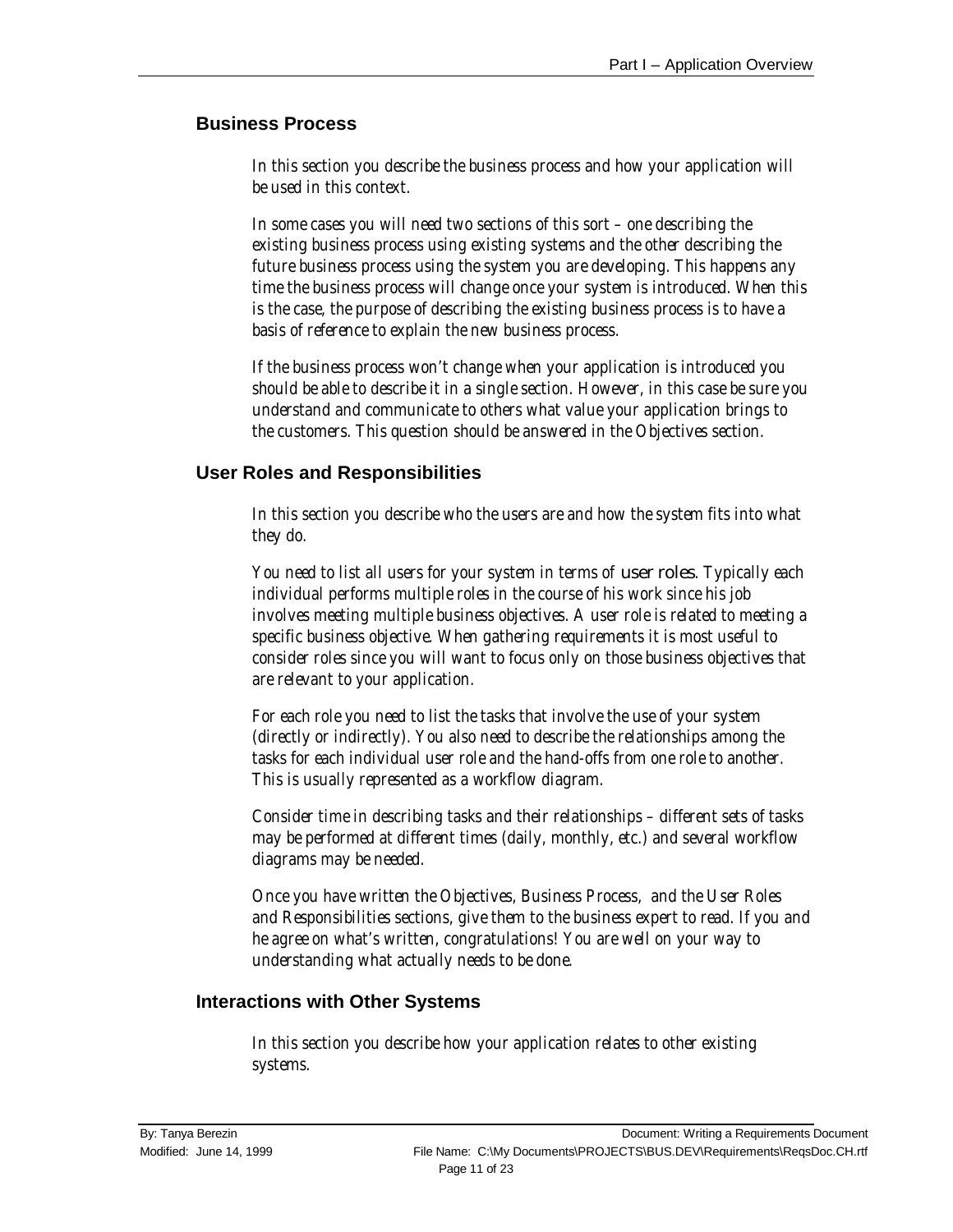## Business Process

*In this section you describe the business process and how your application will be used in this context.*

*In some cases you will need two sections of this sort – one describing the existing business process using existing systems and the other describing the future business process using the system you are developing. This happens any time the business process will change once your system is introduced. When this is the case, the purpose of describing the existing business process is to have a basis of reference to explain the new business process.*

*If the business process won't change when your application is introduced you should be able to describe it in a single section. However, in this case be sure you understand and communicate to others what value your application brings to the customers. This question should be answered in the Objectives section.*

## User Roles and Responsibilities

*In this section you describe who the users are and how the system fits into what they do.*

*You need to list all users for your system in terms of* user roles*. Typically each individual performs multiple roles in the course of his work since his job involves meeting multiple business objectives. A user role is related to meeting a specific business objective. When gathering requirements it is most useful to consider roles since you will want to focus only on those business objectives that are relevant to your application.*

*For each role you need to list the tasks that involve the use of your system (directly or indirectly). You also need to describe the relationships among the tasks for each individual user role and the hand-offs from one role to another. This is usually represented as a workflow diagram.*

*Consider time in describing tasks and their relationships – different sets of tasks may be performed at different times (daily, monthly, etc.) and several workflow diagrams may be needed.*

*Once you have written the Objectives, Business Process, and the User Roles and Responsibilities sections, give them to the business expert to read. If you and he agree on what's written, congratulations! You are well on your way to understanding what actually needs to be done.*

## Interactions with Other Systems

*In this section you describe how your application relates to other existing systems.*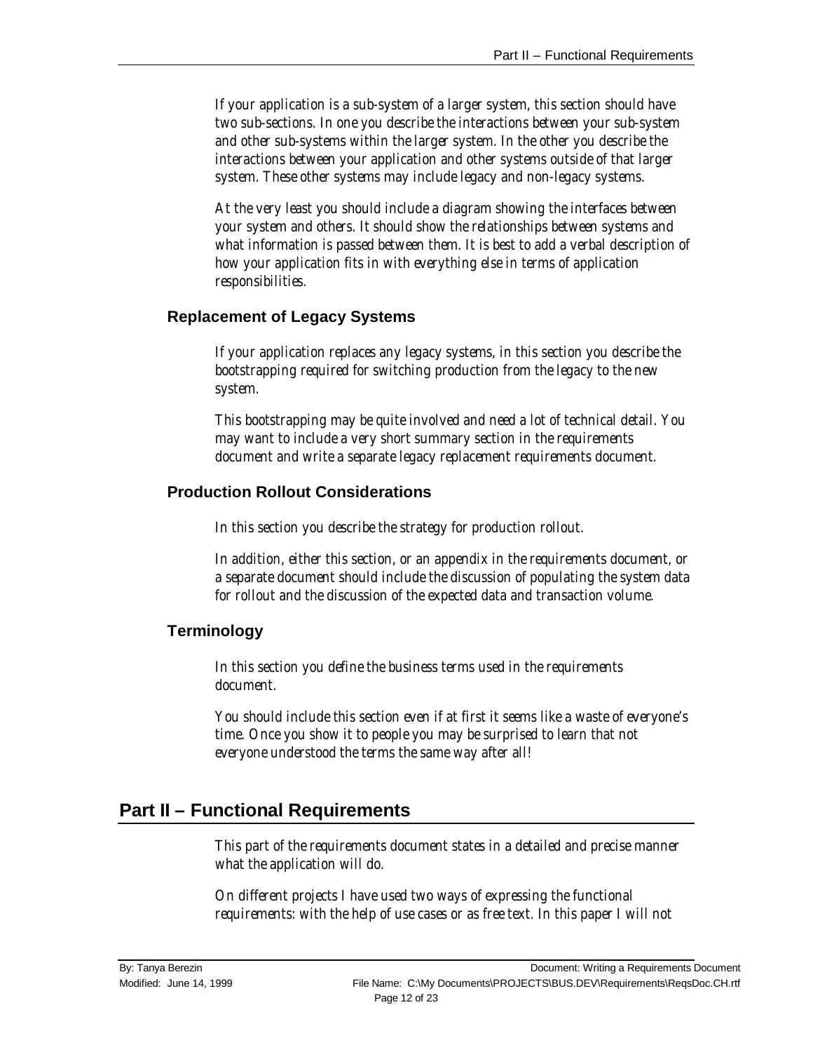*If your application is a sub-system of a larger system, this section should have two sub-sections. In one you describe the interactions between your sub-system and other sub-systems within the larger system. In the other you describe the interactions between your application and other systems outside of that larger system. These other systems may include legacy and non-legacy systems.*

*At the very least you should include a diagram showing the interfaces between your system and others. It should show the relationships between systems and what information is passed between them. It is best to add a verbal description of how your application fits in with everything else in terms of application responsibilities.*

### Replacement of Legacy Systems

*If your application replaces any legacy systems, in this section you describe the bootstrapping required for switching production from the legacy to the new system.*

*This bootstrapping may be quite involved and need a lot of technical detail. You may want to include a very short summary section in the requirements document and write a separate legacy replacement requirements document.*

### Production Rollout Considerations

*In this section you describe the strategy for production rollout.*

*In addition, either this section, or an appendix in the requirements document, or a separate document should include the discussion of populating the system data for rollout and the discussion of the expected data and transaction volume.*

### Terminology

*In this section you define the business terms used in the requirements document.*

*You should include this section even if at first it seems like a waste of everyone's time. Once you show it to people you may be surprised to learn that not everyone understood the terms the same way after all!*

## Part II – Functional Requirements

*This part of the requirements document states in a detailed and precise manner what the application will do.*

*On different projects I have used two ways of expressing the functional requirements: with the help of use cases or as free text. In this paper I will not*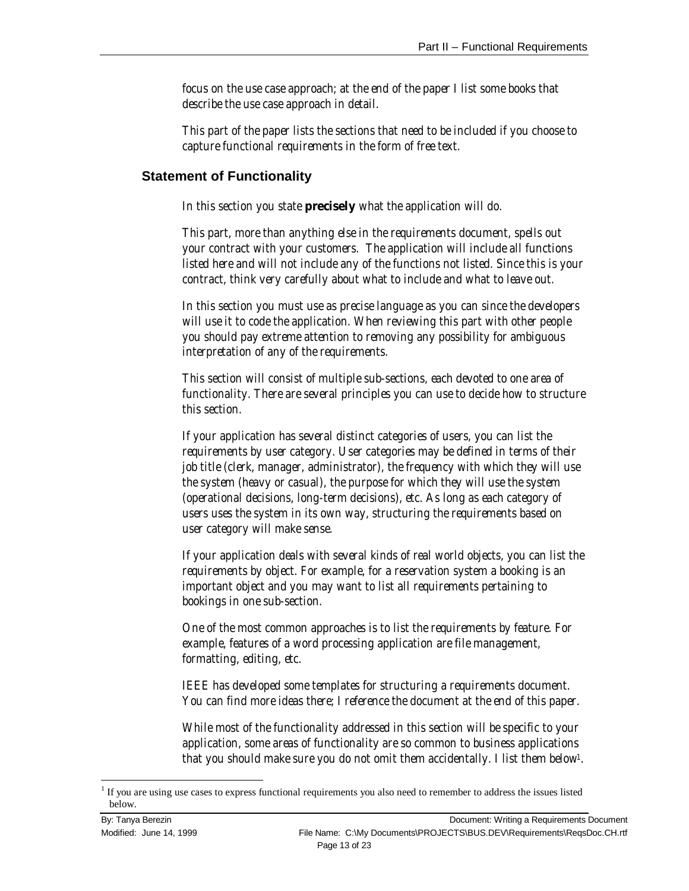focus on the use case approach; at the end of the paper I list some books that describe the use case approach in detail.

This part of the paper lists the sections that need to be included if you choose to capture functional requirements in the form of free text.

## Statement of Functionality

In this section you state **precisely** what the application will do.

This part, more than anything else in the requirements document, spells out your contract with your customers. The application will include all functions listed here and will not include any of the functions not listed. Since this is your contract, think very carefully about what to include and what to leave out.

In this section you must use as precise language as you can since the developers will use it to code the application. When reviewing this part with other people you should pay extreme attention to removing any possibility for ambiguous interpretation of any of the requirements.

This section will consist of multiple sub-sections, each devoted to one area of functionality. There are several principles you can use to decide how to structure this section.

If your application has several distinct categories of users, you can list the requirements by user category. User categories may be defined in terms of their job title (clerk, manager, administrator), the frequency with which they will use the system (heavy or casual), the purpose for which they will use the system (operational decisions, long-term decisions), etc. As long as each category of users uses the system in its own way, structuring the requirements based on user category will make sense.

If your application deals with several kinds of real world objects, you can list the requirements by object. For example, for a reservation system a booking is an important object and you may want to list all requirements pertaining to bookings in one sub-section.

One of the most common approaches is to list the requirements by feature. For example, features of a word processing application are file management, formatting, editing, etc.

IEEE has developed some templates for structuring a requirements document. You can find more ideas there; I reference the document at the end of this paper.

While most of the functionality addressed in this section will be specific to your application, some areas of functionality are so common to business applications that you should make sure you do not omit them accidentally. I list them below[1].

[1] If you are using use cases to express functional requirements you also need to remember to address the issues listed below.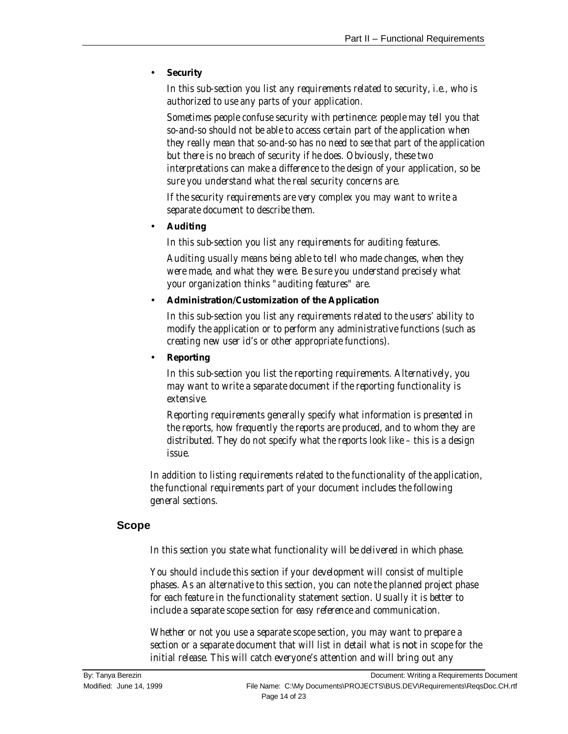- **Security**

  *In this sub-section you list any requirements related to security, i.e., who is authorized to use any parts of your application.*

  *Sometimes people confuse security with pertinence: people may tell you that so-and-so should not be able to access certain part of the application when they really mean that so-and-so has no need to see that part of the application but there is no breach of security if he does. Obviously, these two interpretations can make a difference to the design of your application, so be sure you understand what the real security concerns are.*

  *If the security requirements are very complex you may want to write a separate document to describe them.*

- **Auditing**

  *In this sub-section you list any requirements for auditing features.*

  *Auditing usually means being able to tell who made changes, when they were made, and what they were. Be sure you understand precisely what your organization thinks "auditing features" are.*

- **Administration/Customization of the Application**

  *In this sub-section you list any requirements related to the users' ability to modify the application or to perform any administrative functions (such as creating new user id's or other appropriate functions).*

- **Reporting**

  *In this sub-section you list the reporting requirements. Alternatively, you may want to write a separate document if the reporting functionality is extensive.*

  *Reporting requirements generally specify what information is presented in the reports, how frequently the reports are produced, and to whom they are distributed. They do not specify what the reports look like – this is a design issue.*

*In addition to listing requirements related to the functionality of the application, the functional requirements part of your document includes the following general sections.*

## Scope

*In this section you state what functionality will be delivered in which phase.*

*You should include this section if your development will consist of multiple phases. As an alternative to this section, you can note the planned project phase for each feature in the functionality statement section. Usually it is better to include a separate scope section for easy reference and communication.*

*Whether or not you use a separate scope section, you may want to prepare a section or a separate document that will list in detail what is* not *in scope for the initial release. This will catch everyone's attention and will bring out any*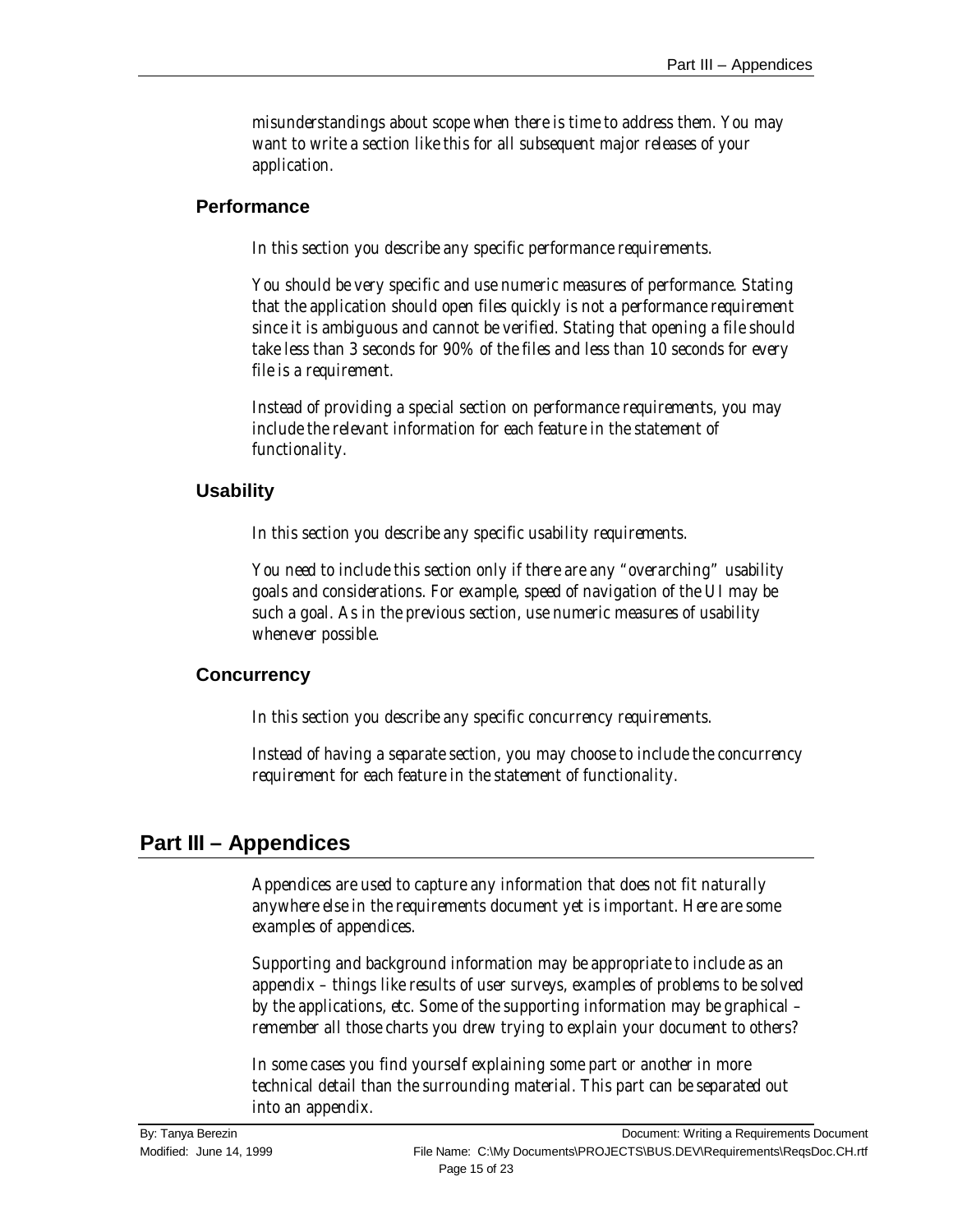*misunderstandings about scope when there is time to address them. You may want to write a section like this for all subsequent major releases of your application.*

### Performance

*In this section you describe any specific performance requirements.*

*You should be very specific and use numeric measures of performance. Stating that the application should open files quickly is not a performance requirement since it is ambiguous and cannot be verified. Stating that opening a file should take less than 3 seconds for 90% of the files and less than 10 seconds for every file is a requirement.*

*Instead of providing a special section on performance requirements, you may include the relevant information for each feature in the statement of functionality.*

### Usability

*In this section you describe any specific usability requirements.*

*You need to include this section only if there are any "overarching" usability goals and considerations. For example, speed of navigation of the UI may be such a goal. As in the previous section, use numeric measures of usability whenever possible.*

### Concurrency

*In this section you describe any specific concurrency requirements.*

*Instead of having a separate section, you may choose to include the concurrency requirement for each feature in the statement of functionality.*

## Part III – Appendices

*Appendices are used to capture any information that does not fit naturally anywhere else in the requirements document yet is important. Here are some examples of appendices.*

*Supporting and background information may be appropriate to include as an appendix – things like results of user surveys, examples of problems to be solved by the applications, etc. Some of the supporting information may be graphical – remember all those charts you drew trying to explain your document to others?*

*In some cases you find yourself explaining some part or another in more technical detail than the surrounding material. This part can be separated out into an appendix.*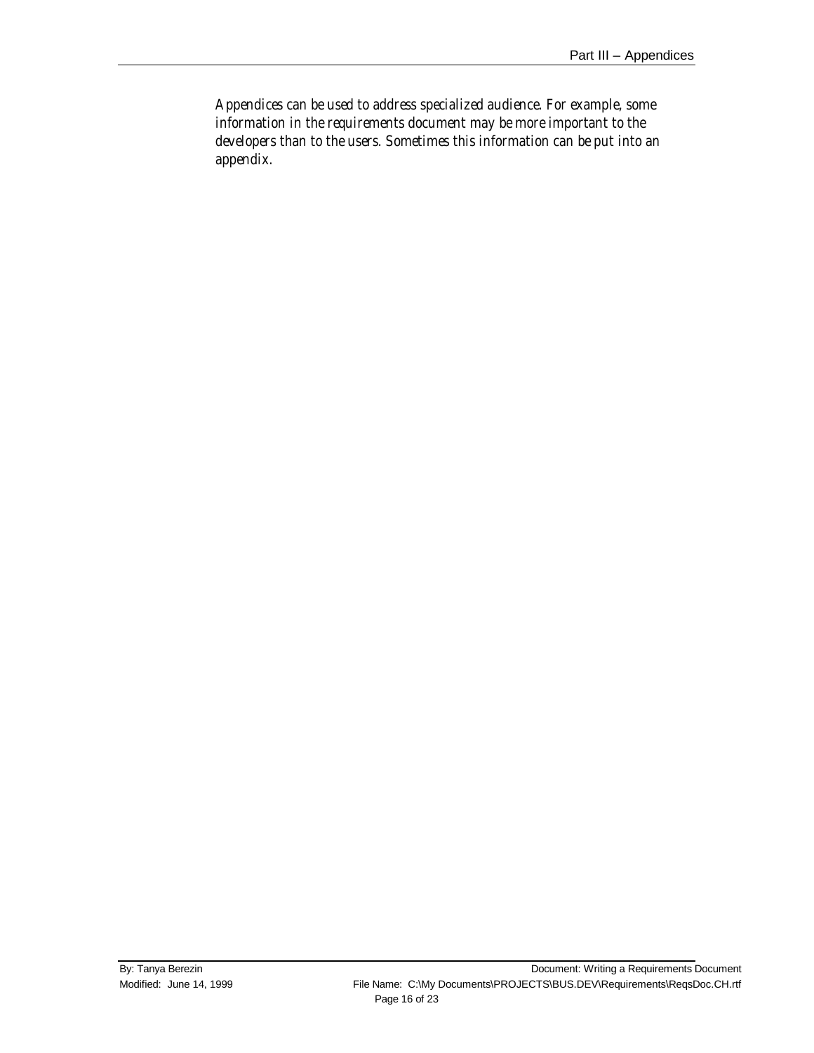*Appendices can be used to address specialized audience. For example, some information in the requirements document may be more important to the developers than to the users. Sometimes this information can be put into an appendix.*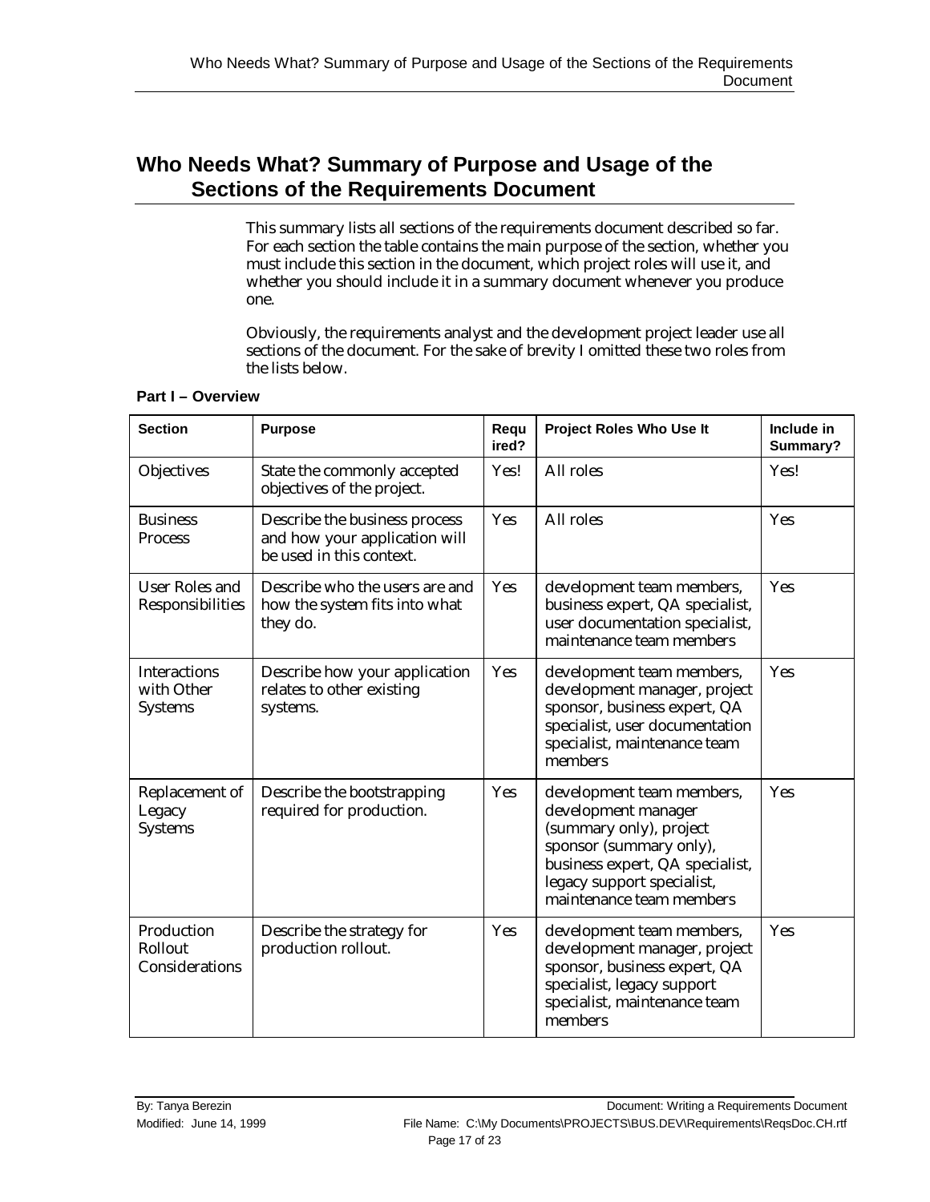# Who Needs What? Summary of Purpose and Usage of the Sections of the Requirements Document

This summary lists all sections of the requirements document described so far. For each section the table contains the main purpose of the section, whether you must include this section in the document, which project roles will use it, and whether you should include it in a summary document whenever you produce one.

Obviously, the requirements analyst and the development project leader use all sections of the document. For the sake of brevity I omitted these two roles from the lists below.

**Part I – Overview**

| Section | Purpose | Required? | Project Roles Who Use It | Include in Summary? |
|---|---|---|---|---|
| Objectives | State the commonly accepted objectives of the project. | Yes! | All roles | Yes! |
| Business Process | Describe the business process and how your application will be used in this context. | Yes | All roles | Yes |
| User Roles and Responsibilities | Describe who the users are and how the system fits into what they do. | Yes | development team members, business expert, QA specialist, user documentation specialist, maintenance team members | Yes |
| Interactions with Other Systems | Describe how your application relates to other existing systems. | Yes | development team members, development manager, project sponsor, business expert, QA specialist, user documentation specialist, maintenance team members | Yes |
| Replacement of Legacy Systems | Describe the bootstrapping required for production. | Yes | development team members, development manager (summary only), project sponsor (summary only), business expert, QA specialist, legacy support specialist, maintenance team members | Yes |
| Production Rollout Considerations | Describe the strategy for production rollout. | Yes | development team members, development manager, project sponsor, business expert, QA specialist, legacy support specialist, maintenance team members | Yes |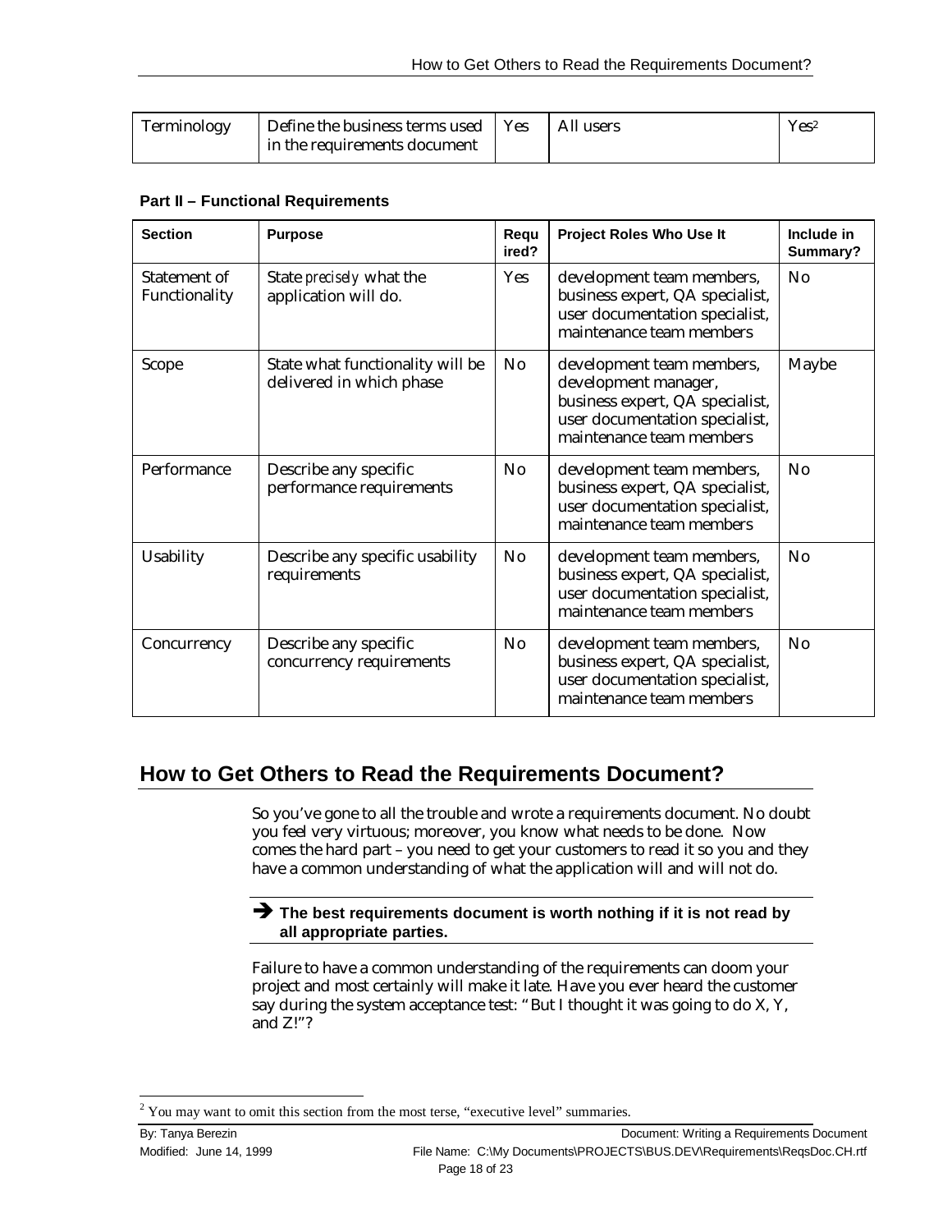| Terminology | Define the business terms used in the requirements document | Yes | All users | Yes[2] |
|---|---|---|---|---|

**Part II – Functional Requirements**

| Section | Purpose | Required? | Project Roles Who Use It | Include in Summary? |
|---|---|---|---|---|
| Statement of Functionality | State *precisely* what the application will do. | Yes | development team members, business expert, QA specialist, user documentation specialist, maintenance team members | No |
| Scope | State what functionality will be delivered in which phase | No | development team members, development manager, business expert, QA specialist, user documentation specialist, maintenance team members | Maybe |
| Performance | Describe any specific performance requirements | No | development team members, business expert, QA specialist, user documentation specialist, maintenance team members | No |
| Usability | Describe any specific usability requirements | No | development team members, business expert, QA specialist, user documentation specialist, maintenance team members | No |
| Concurrency | Describe any specific concurrency requirements | No | development team members, business expert, QA specialist, user documentation specialist, maintenance team members | No |

## How to Get Others to Read the Requirements Document?

So you've gone to all the trouble and wrote a requirements document. No doubt you feel very virtuous; moreover, you know what needs to be done. Now comes the hard part – you need to get your customers to read it so you and they have a common understanding of what the application will and will not do.

➔ **The best requirements document is worth nothing if it is not read by all appropriate parties.**

Failure to have a common understanding of the requirements can doom your project and most certainly will make it late. Have you ever heard the customer say during the system acceptance test: "But I thought it was going to do X, Y, and Z!"?

[2] You may want to omit this section from the most terse, "executive level" summaries.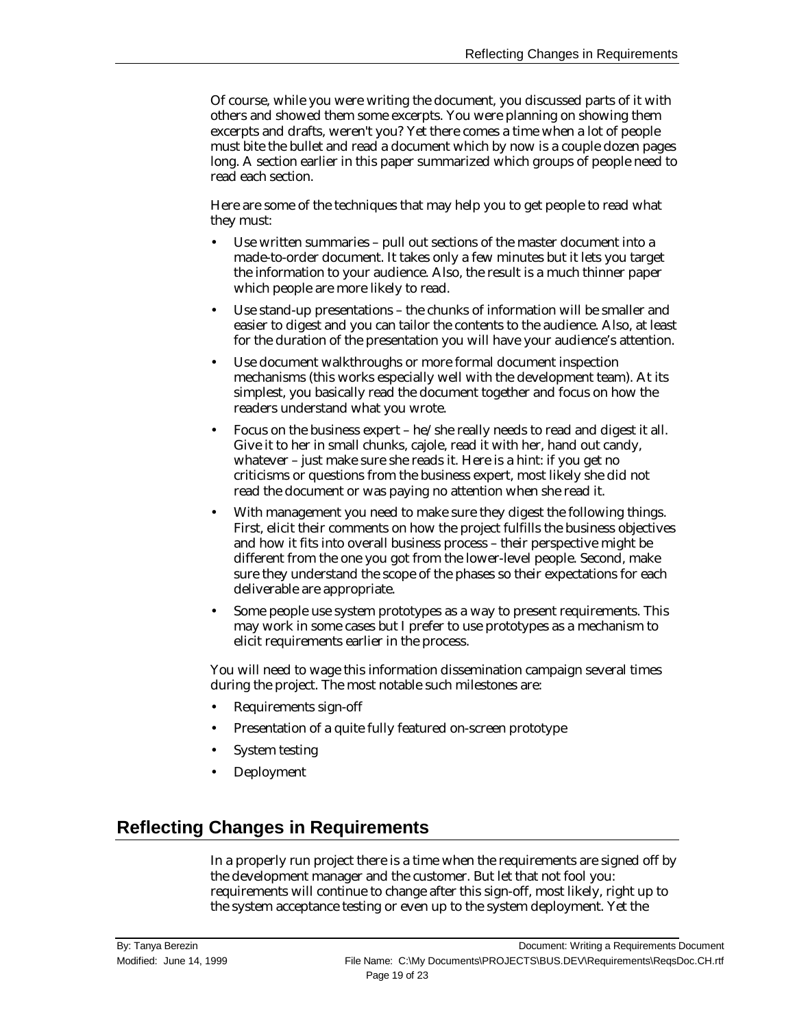Of course, while you were writing the document, you discussed parts of it with others and showed them some excerpts. You were planning on showing them excerpts and drafts, weren't you? Yet there comes a time when a lot of people must bite the bullet and read a document which by now is a couple dozen pages long. A section earlier in this paper summarized which groups of people need to read each section.

Here are some of the techniques that may help you to get people to read what they must:

- Use written summaries – pull out sections of the master document into a made-to-order document. It takes only a few minutes but it lets you target the information to your audience. Also, the result is a much thinner paper which people are more likely to read.
- Use stand-up presentations – the chunks of information will be smaller and easier to digest and you can tailor the contents to the audience. Also, at least for the duration of the presentation you will have your audience's attention.
- Use document walkthroughs or more formal document inspection mechanisms (this works especially well with the development team). At its simplest, you basically read the document together and focus on how the readers understand what you wrote.
- Focus on the business expert – he/she really needs to read and digest it all. Give it to her in small chunks, cajole, read it with her, hand out candy, whatever – just make sure she reads it. Here is a hint: if you get no criticisms or questions from the business expert, most likely she did not read the document or was paying no attention when she read it.
- With management you need to make sure they digest the following things. First, elicit their comments on how the project fulfills the business objectives and how it fits into overall business process – their perspective might be different from the one you got from the lower-level people. Second, make sure they understand the scope of the phases so their expectations for each deliverable are appropriate.
- Some people use system prototypes as a way to present requirements. This may work in some cases but I prefer to use prototypes as a mechanism to elicit requirements earlier in the process.

You will need to wage this information dissemination campaign several times during the project. The most notable such milestones are:

- Requirements sign-off
- Presentation of a quite fully featured on-screen prototype
- System testing
- Deployment

## Reflecting Changes in Requirements

In a properly run project there is a time when the requirements are signed off by the development manager and the customer. But let that not fool you: requirements will continue to change after this sign-off, most likely, right up to the system acceptance testing or even up to the system deployment. Yet the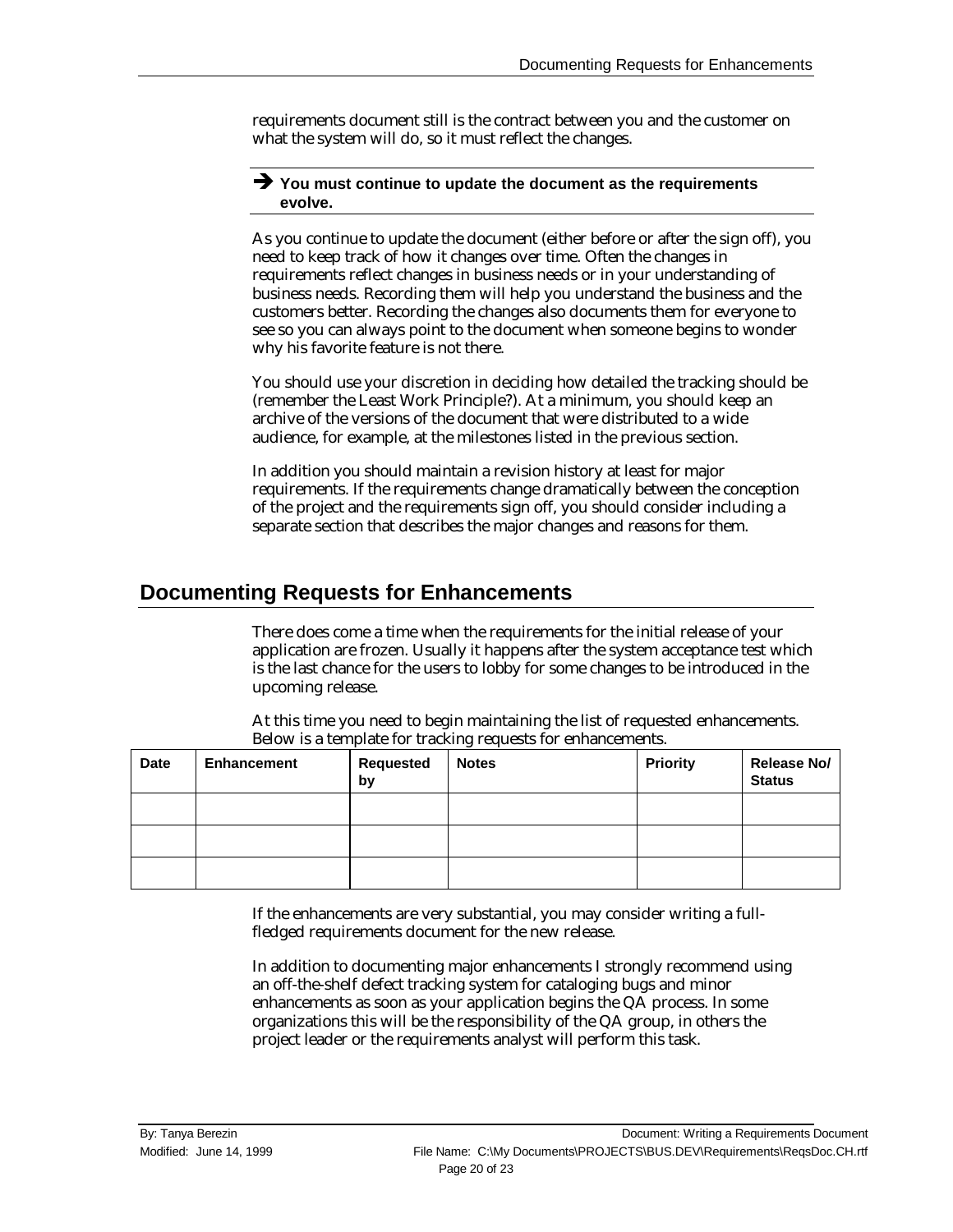requirements document still is the contract between you and the customer on what the system will do, so it must reflect the changes.

➔ **You must continue to update the document as the requirements evolve.**

As you continue to update the document (either before or after the sign off), you need to keep track of how it changes over time. Often the changes in requirements reflect changes in business needs or in your understanding of business needs. Recording them will help you understand the business and the customers better. Recording the changes also documents them for everyone to see so you can always point to the document when someone begins to wonder why his favorite feature is not there.

You should use your discretion in deciding how detailed the tracking should be (remember the Least Work Principle?). At a minimum, you should keep an archive of the versions of the document that were distributed to a wide audience, for example, at the milestones listed in the previous section.

In addition you should maintain a revision history at least for major requirements. If the requirements change dramatically between the conception of the project and the requirements sign off, you should consider including a separate section that describes the major changes and reasons for them.

## Documenting Requests for Enhancements

There does come a time when the requirements for the initial release of your application are frozen. Usually it happens after the system acceptance test which is the last chance for the users to lobby for some changes to be introduced in the upcoming release.

At this time you need to begin maintaining the list of requested enhancements. Below is a template for tracking requests for enhancements.

| Date | Enhancement | Requested by | Notes | Priority | Release No/ Status |
|---|---|---|---|---|---|
| | | | | | |
| | | | | | |
| | | | | | |

If the enhancements are very substantial, you may consider writing a full-fledged requirements document for the new release.

In addition to documenting major enhancements I strongly recommend using an off-the-shelf defect tracking system for cataloging bugs and minor enhancements as soon as your application begins the QA process. In some organizations this will be the responsibility of the QA group, in others the project leader or the requirements analyst will perform this task.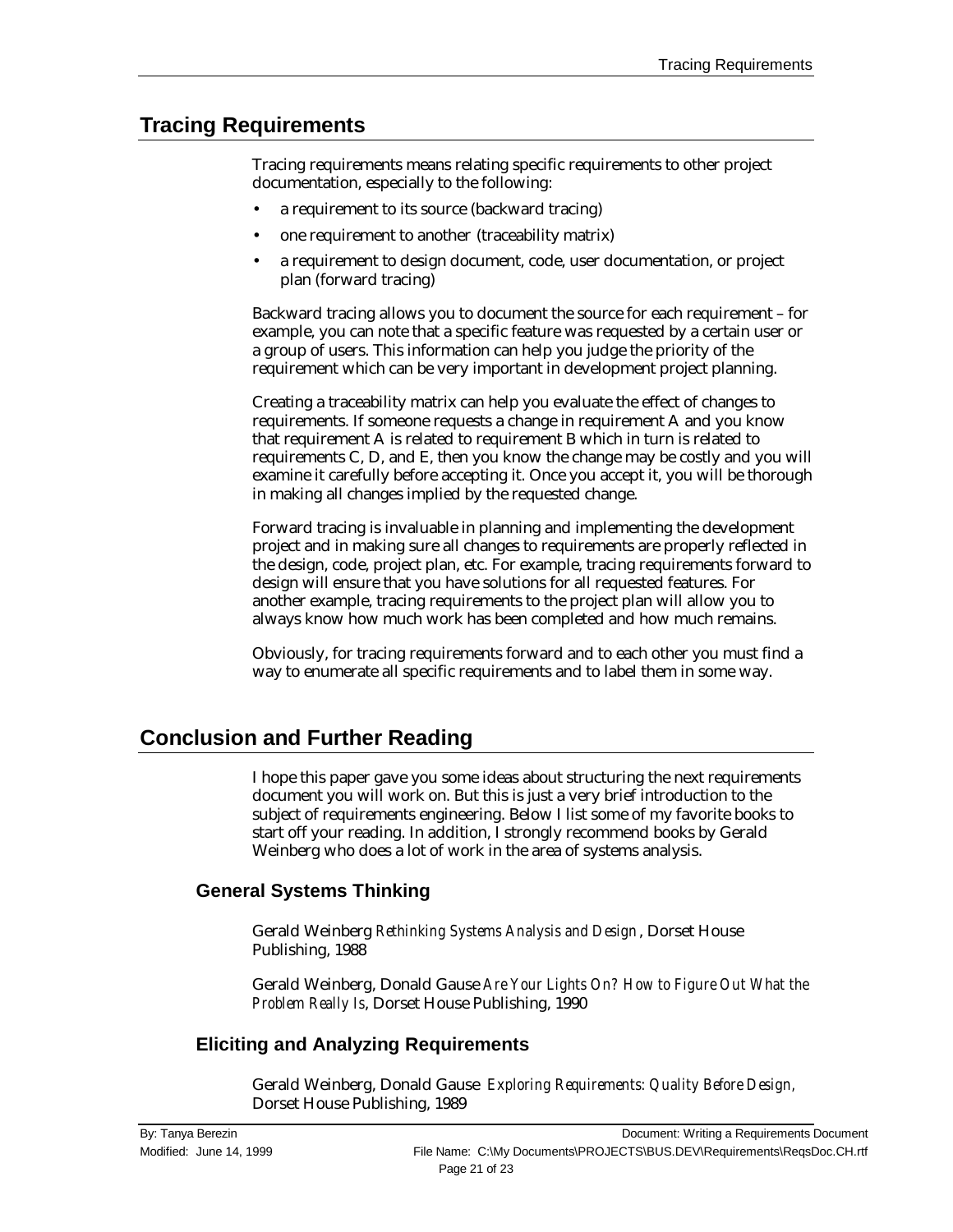## Tracing Requirements

Tracing requirements means relating specific requirements to other project documentation, especially to the following:

- a requirement to its source (backward tracing)
- one requirement to another (traceability matrix)
- a requirement to design document, code, user documentation, or project plan (forward tracing)

Backward tracing allows you to document the source for each requirement – for example, you can note that a specific feature was requested by a certain user or a group of users. This information can help you judge the priority of the requirement which can be very important in development project planning.

Creating a traceability matrix can help you evaluate the effect of changes to requirements. If someone requests a change in requirement A and you know that requirement A is related to requirement B which in turn is related to requirements C, D, and E, then you know the change may be costly and you will examine it carefully before accepting it. Once you accept it, you will be thorough in making all changes implied by the requested change.

Forward tracing is invaluable in planning and implementing the development project and in making sure all changes to requirements are properly reflected in the design, code, project plan, etc. For example, tracing requirements forward to design will ensure that you have solutions for all requested features. For another example, tracing requirements to the project plan will allow you to always know how much work has been completed and how much remains.

Obviously, for tracing requirements forward and to each other you must find a way to enumerate all specific requirements and to label them in some way.

## Conclusion and Further Reading

I hope this paper gave you some ideas about structuring the next requirements document you will work on. But this is just a very brief introduction to the subject of requirements engineering. Below I list some of my favorite books to start off your reading. In addition, I strongly recommend books by Gerald Weinberg who does a lot of work in the area of systems analysis.

### General Systems Thinking

Gerald Weinberg *Rethinking Systems Analysis and Design*, Dorset House Publishing, 1988

Gerald Weinberg, Donald Gause *Are Your Lights On? How to Figure Out What the Problem Really Is*, Dorset House Publishing, 1990

### Eliciting and Analyzing Requirements

Gerald Weinberg, Donald Gause *Exploring Requirements: Quality Before Design*, Dorset House Publishing, 1989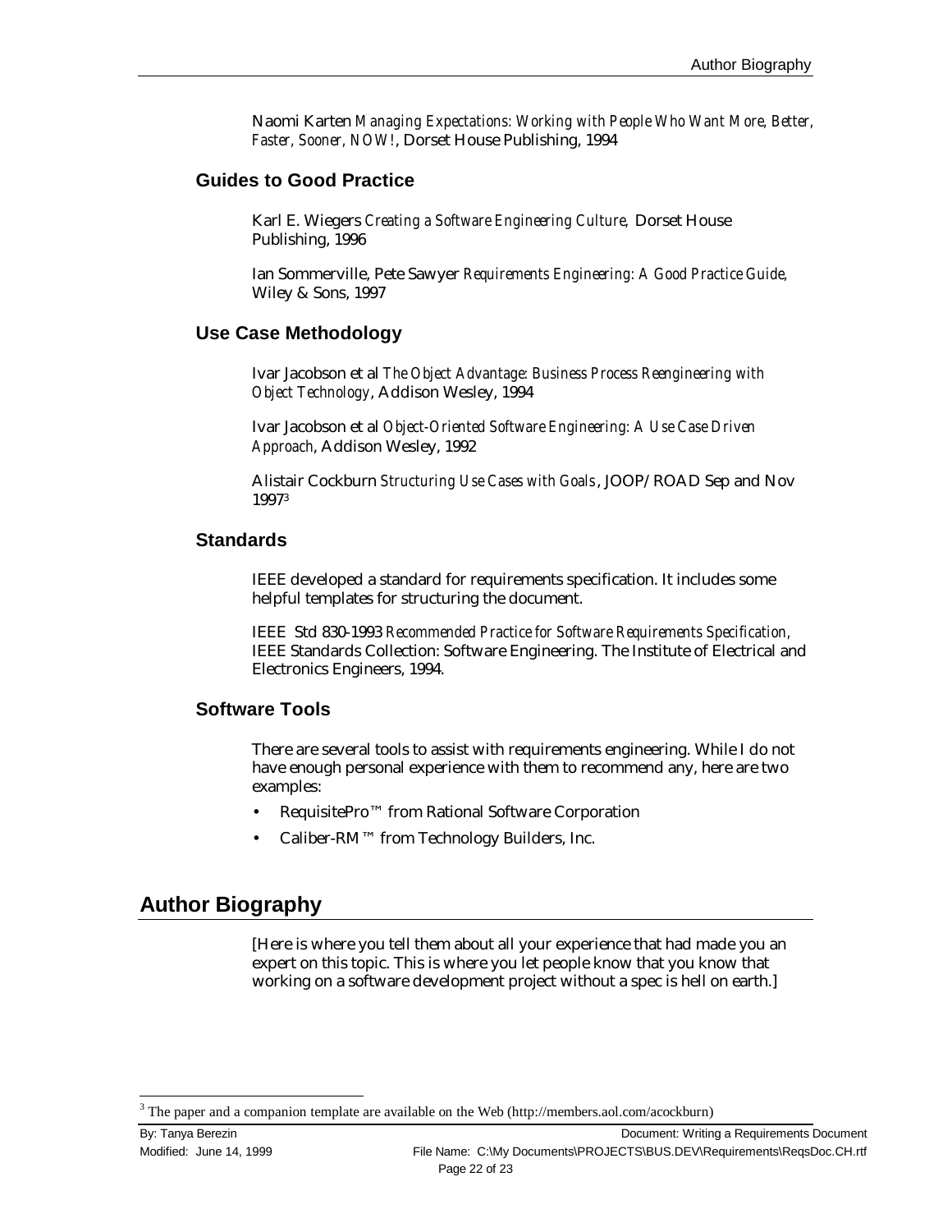Naomi Karten *Managing Expectations: Working with People Who Want More, Better, Faster, Sooner, NOW!*, Dorset House Publishing, 1994

### Guides to Good Practice

Karl E. Wiegers *Creating a Software Engineering Culture*, Dorset House Publishing, 1996

Ian Sommerville, Pete Sawyer *Requirements Engineering: A Good Practice Guide*, Wiley & Sons, 1997

### Use Case Methodology

Ivar Jacobson et al *The Object Advantage: Business Process Reengineering with Object Technology*, Addison Wesley, 1994

Ivar Jacobson et al *Object-Oriented Software Engineering: A Use Case Driven Approach*, Addison Wesley, 1992

Alistair Cockburn *Structuring Use Cases with Goals*, JOOP/ROAD Sep and Nov 1997[3]

### Standards

IEEE developed a standard for requirements specification. It includes some helpful templates for structuring the document.

IEEE Std 830-1993 *Recommended Practice for Software Requirements Specification*, IEEE Standards Collection: Software Engineering. The Institute of Electrical and Electronics Engineers, 1994.

### Software Tools

There are several tools to assist with requirements engineering. While I do not have enough personal experience with them to recommend any, here are two examples:

- RequisitePro™ from Rational Software Corporation
- Caliber-RM™ from Technology Builders, Inc.

## Author Biography

[Here is where you tell them about all your experience that had made you an expert on this topic. This is where you let people know that you know that working on a software development project without a spec is hell on earth.]

---

[3] The paper and a companion template are available on the Web (http://members.aol.com/acockburn)